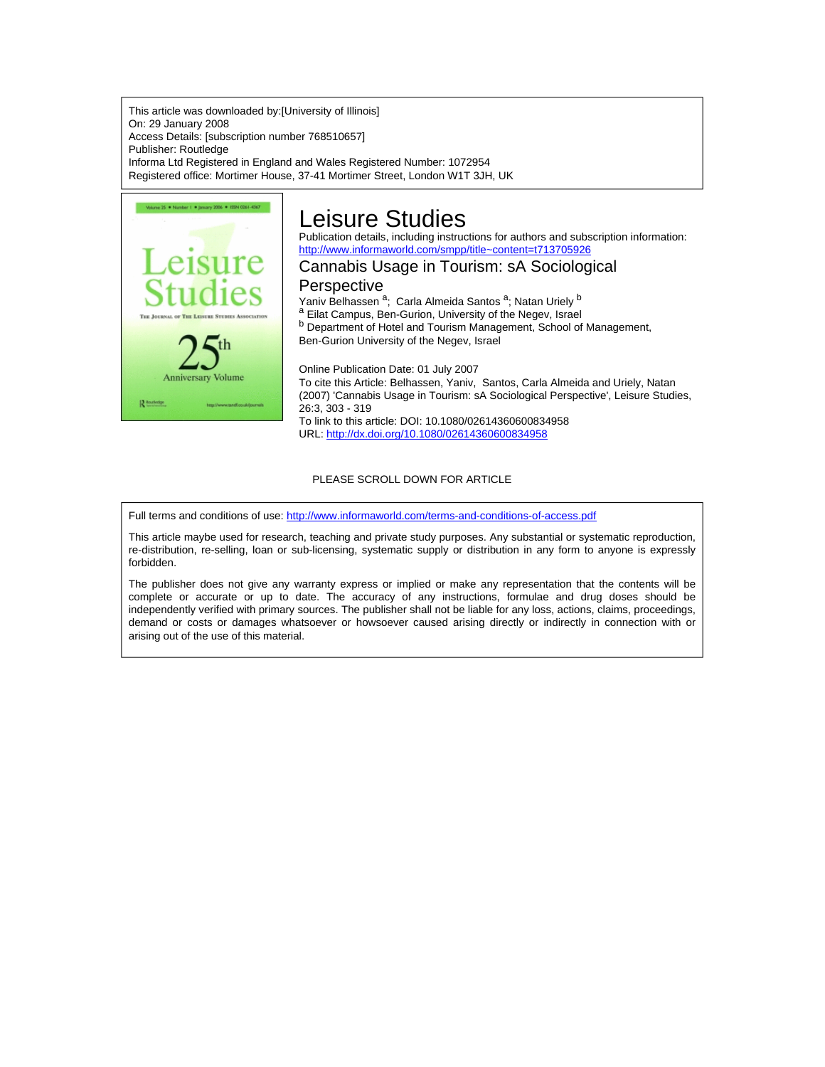This article was downloaded by:[University of Illinois]
On: 29 January 2008
Access Details: [subscription number 768510657]
Publisher: Routledge
Informa Ltd Registered in England and Wales Registered Number: 1072954
Registered office: Mortimer House, 37-41 Mortimer Street, London W1T 3JH, UK

# Leisure Studies

Publication details, including instructions for authors and subscription information:
http://www.informaworld.com/smpp/title~content=t713705926

## Cannabis Usage in Tourism: sA Sociological Perspective

Yaniv Belhassen [a]; Carla Almeida Santos [a]; Natan Uriely [b]

[a] Eilat Campus, Ben-Gurion, University of the Negev, Israel

[b] Department of Hotel and Tourism Management, School of Management, Ben-Gurion University of the Negev, Israel

Online Publication Date: 01 July 2007

To cite this Article: Belhassen, Yaniv, Santos, Carla Almeida and Uriely, Natan (2007) 'Cannabis Usage in Tourism: sA Sociological Perspective', Leisure Studies, 26:3, 303 - 319

To link to this article: DOI: 10.1080/02614360600834958
URL: http://dx.doi.org/10.1080/02614360600834958

PLEASE SCROLL DOWN FOR ARTICLE

Full terms and conditions of use: http://www.informaworld.com/terms-and-conditions-of-access.pdf

This article maybe used for research, teaching and private study purposes. Any substantial or systematic reproduction, re-distribution, re-selling, loan or sub-licensing, systematic supply or distribution in any form to anyone is expressly forbidden.

The publisher does not give any warranty express or implied or make any representation that the contents will be complete or accurate or up to date. The accuracy of any instructions, formulae and drug doses should be independently verified with primary sources. The publisher shall not be liable for any loss, actions, claims, proceedings, demand or costs or damages whatsoever or howsoever caused arising directly or indirectly in connection with or arising out of the use of this material.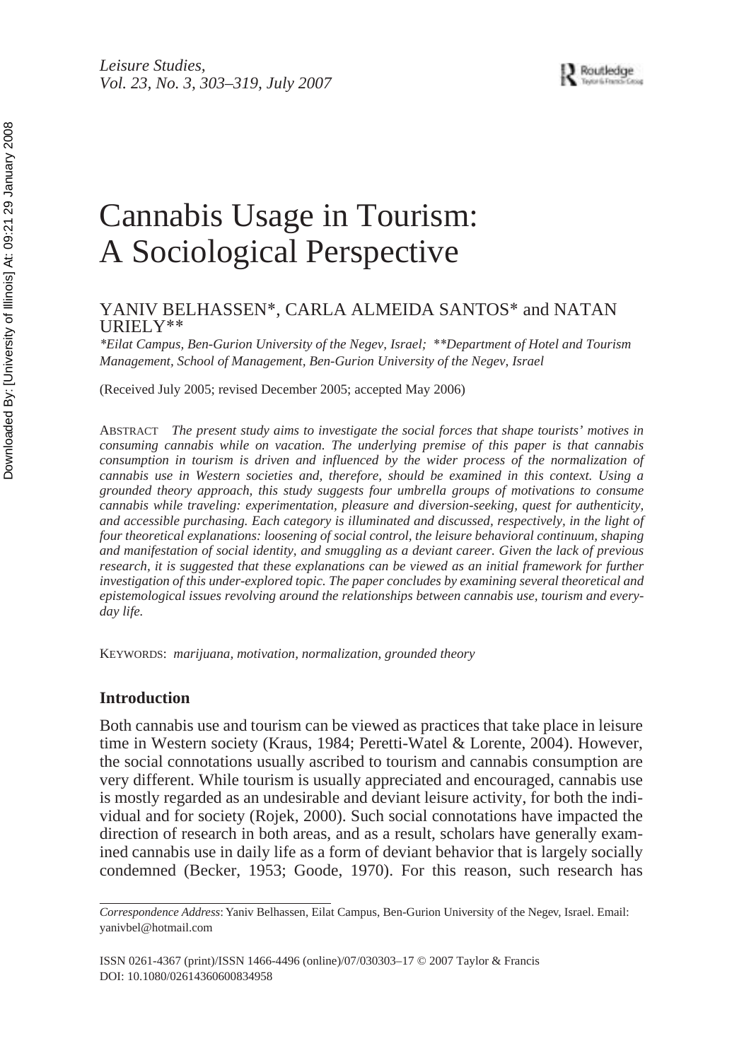# Cannabis Usage in Tourism: A Sociological Perspective

YANIV BELHASSEN*, CARLA ALMEIDA SANTOS* and NATAN URIELY**

*\*Eilat Campus, Ben-Gurion University of the Negev, Israel; \*\*Department of Hotel and Tourism Management, School of Management, Ben-Gurion University of the Negev, Israel*

(Received July 2005; revised December 2005; accepted May 2006)

ABSTRACT *The present study aims to investigate the social forces that shape tourists' motives in consuming cannabis while on vacation. The underlying premise of this paper is that cannabis consumption in tourism is driven and influenced by the wider process of the normalization of cannabis use in Western societies and, therefore, should be examined in this context. Using a grounded theory approach, this study suggests four umbrella groups of motivations to consume cannabis while traveling: experimentation, pleasure and diversion-seeking, quest for authenticity, and accessible purchasing. Each category is illuminated and discussed, respectively, in the light of four theoretical explanations: loosening of social control, the leisure behavioral continuum, shaping and manifestation of social identity, and smuggling as a deviant career. Given the lack of previous research, it is suggested that these explanations can be viewed as an initial framework for further investigation of this under-explored topic. The paper concludes by examining several theoretical and epistemological issues revolving around the relationships between cannabis use, tourism and every-day life.*

KEYWORDS: *marijuana, motivation, normalization, grounded theory*

## Introduction

Both cannabis use and tourism can be viewed as practices that take place in leisure time in Western society (Kraus, 1984; Peretti-Watel & Lorente, 2004). However, the social connotations usually ascribed to tourism and cannabis consumption are very different. While tourism is usually appreciated and encouraged, cannabis use is mostly regarded as an undesirable and deviant leisure activity, for both the individual and for society (Rojek, 2000). Such social connotations have impacted the direction of research in both areas, and as a result, scholars have generally examined cannabis use in daily life as a form of deviant behavior that is largely socially condemned (Becker, 1953; Goode, 1970). For this reason, such research has

*Correspondence Address*: Yaniv Belhassen, Eilat Campus, Ben-Gurion University of the Negev, Israel. Email: yanivbel@hotmail.com

ISSN 0261-4367 (print)/ISSN 1466-4496 (online)/07/030303–17 © 2007 Taylor & Francis
DOI: 10.1080/02614360600834958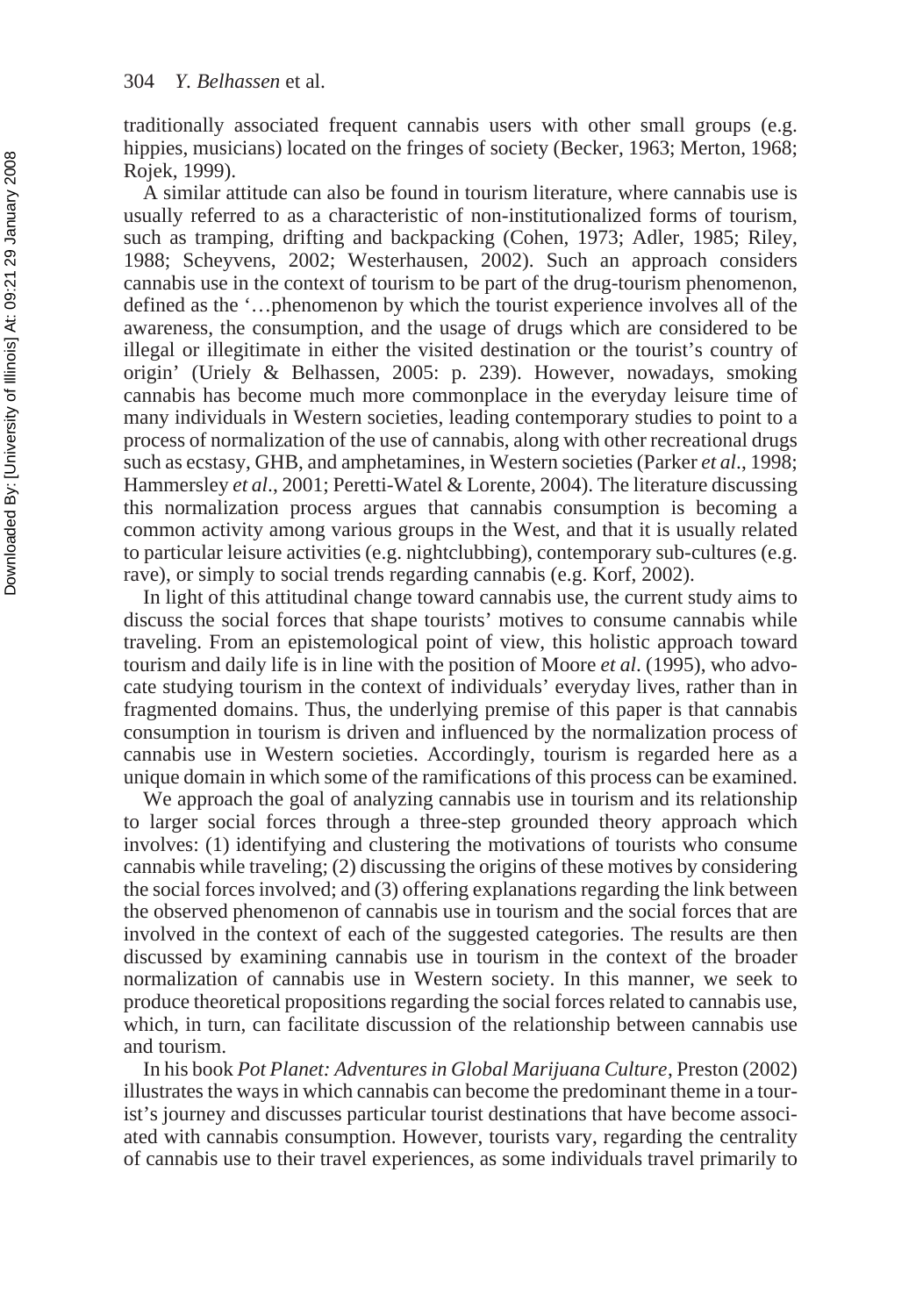traditionally associated frequent cannabis users with other small groups (e.g. hippies, musicians) located on the fringes of society (Becker, 1963; Merton, 1968; Rojek, 1999).

A similar attitude can also be found in tourism literature, where cannabis use is usually referred to as a characteristic of non-institutionalized forms of tourism, such as tramping, drifting and backpacking (Cohen, 1973; Adler, 1985; Riley, 1988; Scheyvens, 2002; Westerhausen, 2002). Such an approach considers cannabis use in the context of tourism to be part of the drug-tourism phenomenon, defined as the '…phenomenon by which the tourist experience involves all of the awareness, the consumption, and the usage of drugs which are considered to be illegal or illegitimate in either the visited destination or the tourist's country of origin' (Uriely & Belhassen, 2005: p. 239). However, nowadays, smoking cannabis has become much more commonplace in the everyday leisure time of many individuals in Western societies, leading contemporary studies to point to a process of normalization of the use of cannabis, along with other recreational drugs such as ecstasy, GHB, and amphetamines, in Western societies (Parker *et al*., 1998; Hammersley *et al*., 2001; Peretti-Watel & Lorente, 2004). The literature discussing this normalization process argues that cannabis consumption is becoming a common activity among various groups in the West, and that it is usually related to particular leisure activities (e.g. nightclubbing), contemporary sub-cultures (e.g. rave), or simply to social trends regarding cannabis (e.g. Korf, 2002).

In light of this attitudinal change toward cannabis use, the current study aims to discuss the social forces that shape tourists' motives to consume cannabis while traveling. From an epistemological point of view, this holistic approach toward tourism and daily life is in line with the position of Moore *et al*. (1995), who advocate studying tourism in the context of individuals' everyday lives, rather than in fragmented domains. Thus, the underlying premise of this paper is that cannabis consumption in tourism is driven and influenced by the normalization process of cannabis use in Western societies. Accordingly, tourism is regarded here as a unique domain in which some of the ramifications of this process can be examined.

We approach the goal of analyzing cannabis use in tourism and its relationship to larger social forces through a three-step grounded theory approach which involves: (1) identifying and clustering the motivations of tourists who consume cannabis while traveling; (2) discussing the origins of these motives by considering the social forces involved; and (3) offering explanations regarding the link between the observed phenomenon of cannabis use in tourism and the social forces that are involved in the context of each of the suggested categories. The results are then discussed by examining cannabis use in tourism in the context of the broader normalization of cannabis use in Western society. In this manner, we seek to produce theoretical propositions regarding the social forces related to cannabis use, which, in turn, can facilitate discussion of the relationship between cannabis use and tourism.

In his book *Pot Planet: Adventures in Global Marijuana Culture*, Preston (2002) illustrates the ways in which cannabis can become the predominant theme in a tourist's journey and discusses particular tourist destinations that have become associated with cannabis consumption. However, tourists vary, regarding the centrality of cannabis use to their travel experiences, as some individuals travel primarily to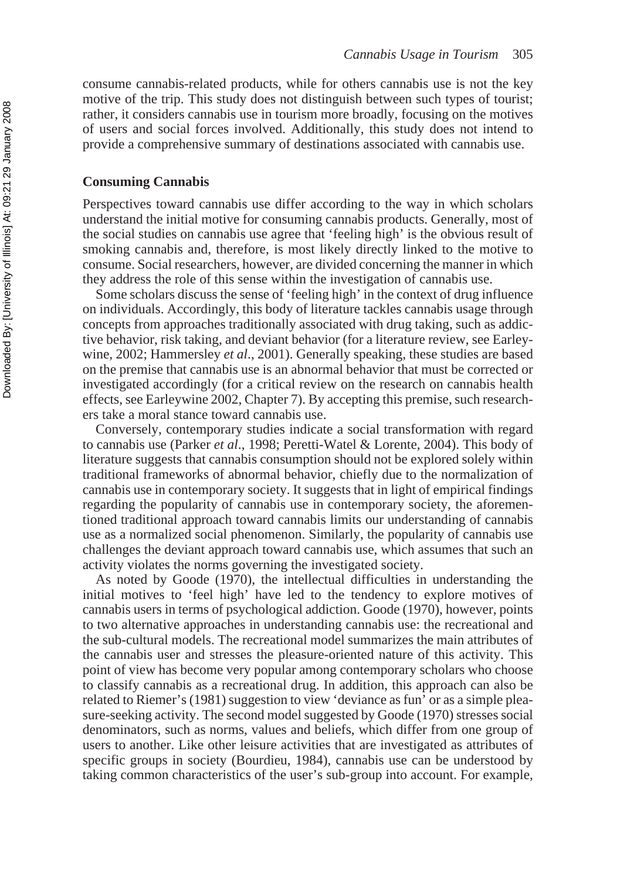consume cannabis-related products, while for others cannabis use is not the key motive of the trip. This study does not distinguish between such types of tourist; rather, it considers cannabis use in tourism more broadly, focusing on the motives of users and social forces involved. Additionally, this study does not intend to provide a comprehensive summary of destinations associated with cannabis use.

## Consuming Cannabis

Perspectives toward cannabis use differ according to the way in which scholars understand the initial motive for consuming cannabis products. Generally, most of the social studies on cannabis use agree that 'feeling high' is the obvious result of smoking cannabis and, therefore, is most likely directly linked to the motive to consume. Social researchers, however, are divided concerning the manner in which they address the role of this sense within the investigation of cannabis use.

Some scholars discuss the sense of 'feeling high' in the context of drug influence on individuals. Accordingly, this body of literature tackles cannabis usage through concepts from approaches traditionally associated with drug taking, such as addictive behavior, risk taking, and deviant behavior (for a literature review, see Earleywine, 2002; Hammersley *et al*., 2001). Generally speaking, these studies are based on the premise that cannabis use is an abnormal behavior that must be corrected or investigated accordingly (for a critical review on the research on cannabis health effects, see Earleywine 2002, Chapter 7). By accepting this premise, such researchers take a moral stance toward cannabis use.

Conversely, contemporary studies indicate a social transformation with regard to cannabis use (Parker *et al*., 1998; Peretti-Watel & Lorente, 2004). This body of literature suggests that cannabis consumption should not be explored solely within traditional frameworks of abnormal behavior, chiefly due to the normalization of cannabis use in contemporary society. It suggests that in light of empirical findings regarding the popularity of cannabis use in contemporary society, the aforementioned traditional approach toward cannabis limits our understanding of cannabis use as a normalized social phenomenon. Similarly, the popularity of cannabis use challenges the deviant approach toward cannabis use, which assumes that such an activity violates the norms governing the investigated society.

As noted by Goode (1970), the intellectual difficulties in understanding the initial motives to 'feel high' have led to the tendency to explore motives of cannabis users in terms of psychological addiction. Goode (1970), however, points to two alternative approaches in understanding cannabis use: the recreational and the sub-cultural models. The recreational model summarizes the main attributes of the cannabis user and stresses the pleasure-oriented nature of this activity. This point of view has become very popular among contemporary scholars who choose to classify cannabis as a recreational drug. In addition, this approach can also be related to Riemer's (1981) suggestion to view 'deviance as fun' or as a simple pleasure-seeking activity. The second model suggested by Goode (1970) stresses social denominators, such as norms, values and beliefs, which differ from one group of users to another. Like other leisure activities that are investigated as attributes of specific groups in society (Bourdieu, 1984), cannabis use can be understood by taking common characteristics of the user's sub-group into account. For example,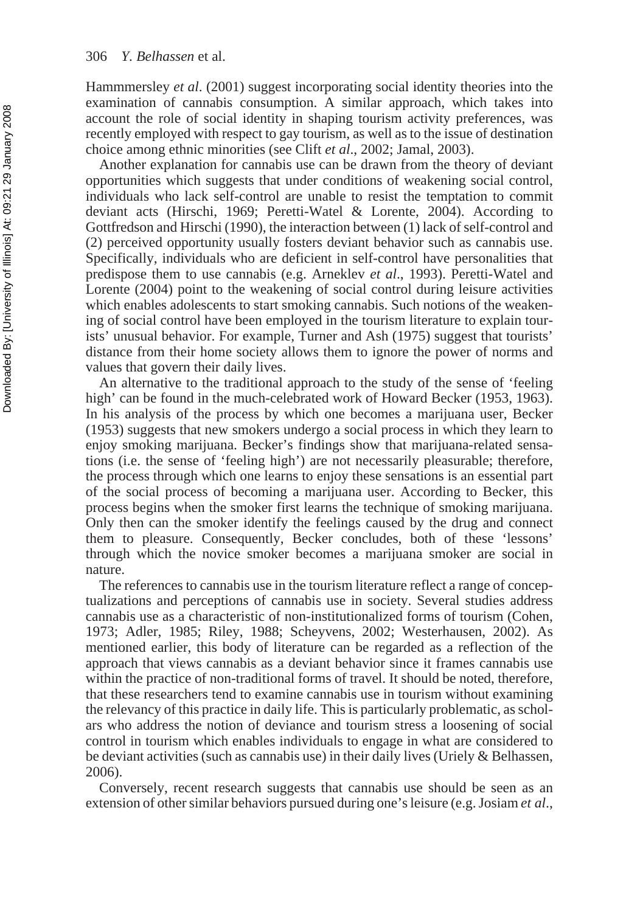Hammmersley *et al*. (2001) suggest incorporating social identity theories into the examination of cannabis consumption. A similar approach, which takes into account the role of social identity in shaping tourism activity preferences, was recently employed with respect to gay tourism, as well as to the issue of destination choice among ethnic minorities (see Clift *et al*., 2002; Jamal, 2003).

Another explanation for cannabis use can be drawn from the theory of deviant opportunities which suggests that under conditions of weakening social control, individuals who lack self-control are unable to resist the temptation to commit deviant acts (Hirschi, 1969; Peretti-Watel & Lorente, 2004). According to Gottfredson and Hirschi (1990), the interaction between (1) lack of self-control and (2) perceived opportunity usually fosters deviant behavior such as cannabis use. Specifically, individuals who are deficient in self-control have personalities that predispose them to use cannabis (e.g. Arneklev *et al*., 1993). Peretti-Watel and Lorente (2004) point to the weakening of social control during leisure activities which enables adolescents to start smoking cannabis. Such notions of the weakening of social control have been employed in the tourism literature to explain tourists' unusual behavior. For example, Turner and Ash (1975) suggest that tourists' distance from their home society allows them to ignore the power of norms and values that govern their daily lives.

An alternative to the traditional approach to the study of the sense of 'feeling high' can be found in the much-celebrated work of Howard Becker (1953, 1963). In his analysis of the process by which one becomes a marijuana user, Becker (1953) suggests that new smokers undergo a social process in which they learn to enjoy smoking marijuana. Becker's findings show that marijuana-related sensations (i.e. the sense of 'feeling high') are not necessarily pleasurable; therefore, the process through which one learns to enjoy these sensations is an essential part of the social process of becoming a marijuana user. According to Becker, this process begins when the smoker first learns the technique of smoking marijuana. Only then can the smoker identify the feelings caused by the drug and connect them to pleasure. Consequently, Becker concludes, both of these 'lessons' through which the novice smoker becomes a marijuana smoker are social in nature.

The references to cannabis use in the tourism literature reflect a range of conceptualizations and perceptions of cannabis use in society. Several studies address cannabis use as a characteristic of non-institutionalized forms of tourism (Cohen, 1973; Adler, 1985; Riley, 1988; Scheyvens, 2002; Westerhausen, 2002). As mentioned earlier, this body of literature can be regarded as a reflection of the approach that views cannabis as a deviant behavior since it frames cannabis use within the practice of non-traditional forms of travel. It should be noted, therefore, that these researchers tend to examine cannabis use in tourism without examining the relevancy of this practice in daily life. This is particularly problematic, as scholars who address the notion of deviance and tourism stress a loosening of social control in tourism which enables individuals to engage in what are considered to be deviant activities (such as cannabis use) in their daily lives (Uriely & Belhassen, 2006).

Conversely, recent research suggests that cannabis use should be seen as an extension of other similar behaviors pursued during one's leisure (e.g. Josiam *et al*.,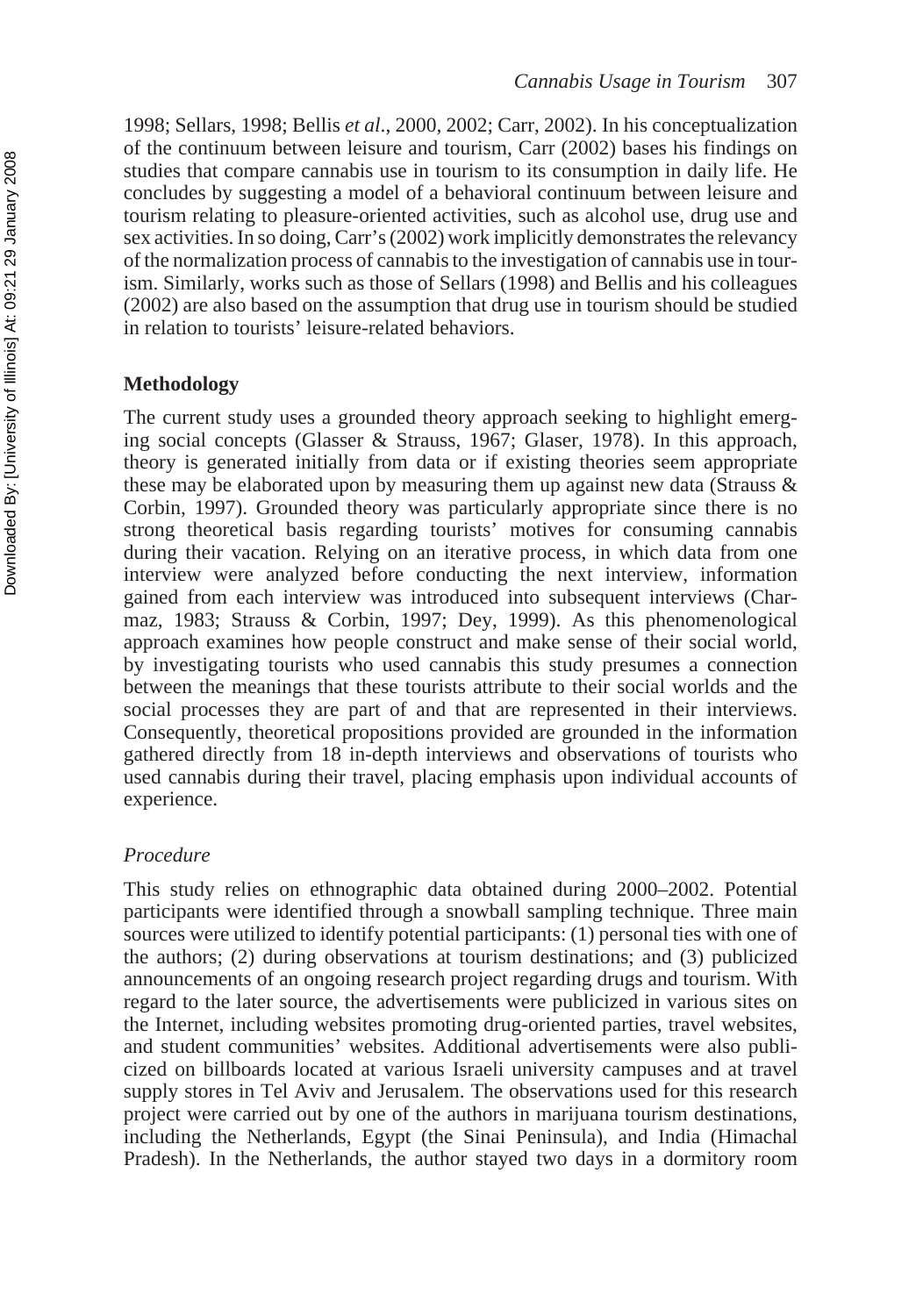1998; Sellars, 1998; Bellis *et al*., 2000, 2002; Carr, 2002). In his conceptualization of the continuum between leisure and tourism, Carr (2002) bases his findings on studies that compare cannabis use in tourism to its consumption in daily life. He concludes by suggesting a model of a behavioral continuum between leisure and tourism relating to pleasure-oriented activities, such as alcohol use, drug use and sex activities. In so doing, Carr's (2002) work implicitly demonstrates the relevancy of the normalization process of cannabis to the investigation of cannabis use in tourism. Similarly, works such as those of Sellars (1998) and Bellis and his colleagues (2002) are also based on the assumption that drug use in tourism should be studied in relation to tourists' leisure-related behaviors.

## Methodology

The current study uses a grounded theory approach seeking to highlight emerging social concepts (Glasser & Strauss, 1967; Glaser, 1978). In this approach, theory is generated initially from data or if existing theories seem appropriate these may be elaborated upon by measuring them up against new data (Strauss & Corbin, 1997). Grounded theory was particularly appropriate since there is no strong theoretical basis regarding tourists' motives for consuming cannabis during their vacation. Relying on an iterative process, in which data from one interview were analyzed before conducting the next interview, information gained from each interview was introduced into subsequent interviews (Charmaz, 1983; Strauss & Corbin, 1997; Dey, 1999). As this phenomenological approach examines how people construct and make sense of their social world, by investigating tourists who used cannabis this study presumes a connection between the meanings that these tourists attribute to their social worlds and the social processes they are part of and that are represented in their interviews. Consequently, theoretical propositions provided are grounded in the information gathered directly from 18 in-depth interviews and observations of tourists who used cannabis during their travel, placing emphasis upon individual accounts of experience.

### *Procedure*

This study relies on ethnographic data obtained during 2000–2002. Potential participants were identified through a snowball sampling technique. Three main sources were utilized to identify potential participants: (1) personal ties with one of the authors; (2) during observations at tourism destinations; and (3) publicized announcements of an ongoing research project regarding drugs and tourism. With regard to the later source, the advertisements were publicized in various sites on the Internet, including websites promoting drug-oriented parties, travel websites, and student communities' websites. Additional advertisements were also publicized on billboards located at various Israeli university campuses and at travel supply stores in Tel Aviv and Jerusalem. The observations used for this research project were carried out by one of the authors in marijuana tourism destinations, including the Netherlands, Egypt (the Sinai Peninsula), and India (Himachal Pradesh). In the Netherlands, the author stayed two days in a dormitory room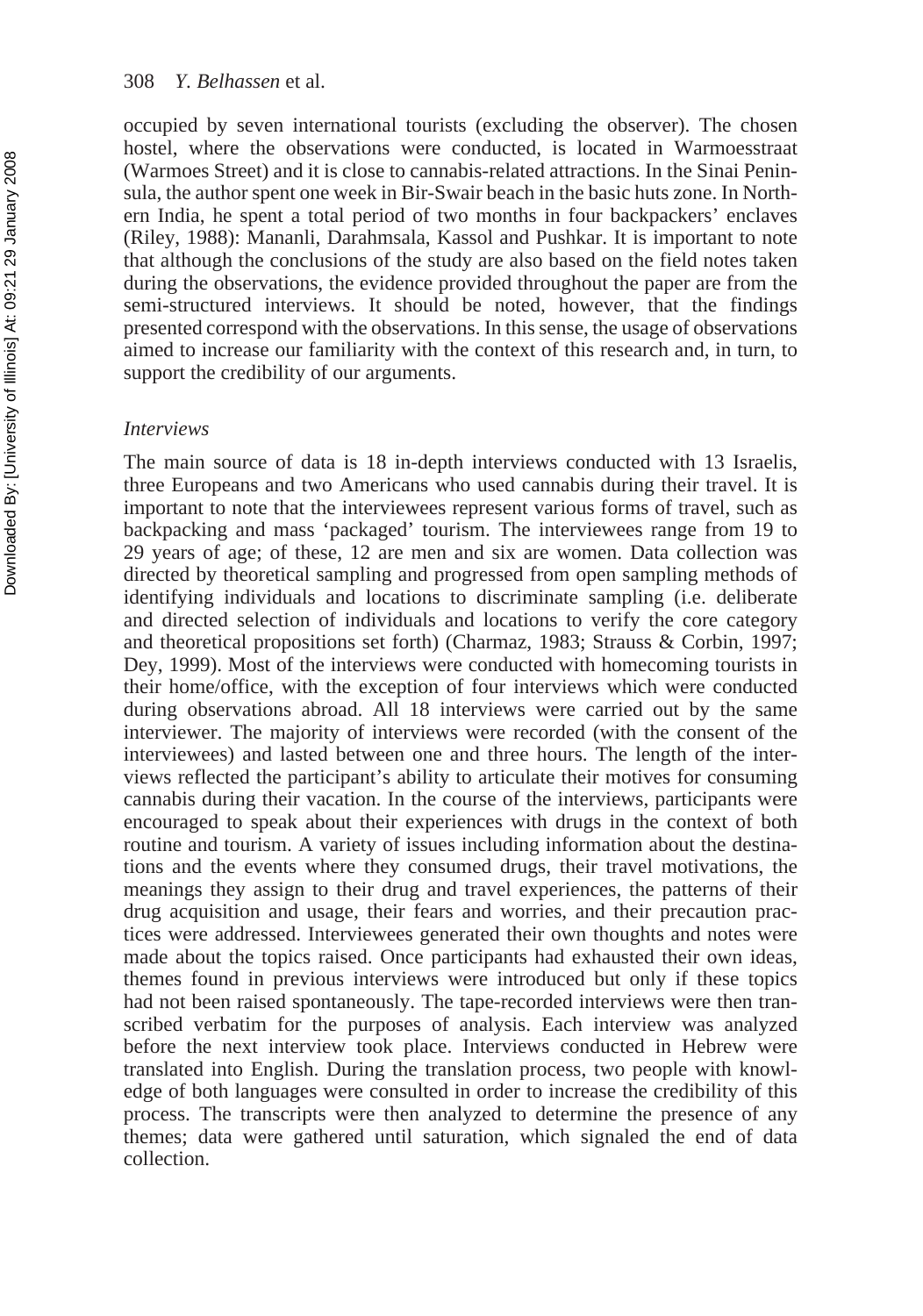occupied by seven international tourists (excluding the observer). The chosen hostel, where the observations were conducted, is located in Warmoesstraat (Warmoes Street) and it is close to cannabis-related attractions. In the Sinai Peninsula, the author spent one week in Bir-Swair beach in the basic huts zone. In Northern India, he spent a total period of two months in four backpackers' enclaves (Riley, 1988): Mananli, Darahmsala, Kassol and Pushkar. It is important to note that although the conclusions of the study are also based on the field notes taken during the observations, the evidence provided throughout the paper are from the semi-structured interviews. It should be noted, however, that the findings presented correspond with the observations. In this sense, the usage of observations aimed to increase our familiarity with the context of this research and, in turn, to support the credibility of our arguments.

*Interviews*

The main source of data is 18 in-depth interviews conducted with 13 Israelis, three Europeans and two Americans who used cannabis during their travel. It is important to note that the interviewees represent various forms of travel, such as backpacking and mass 'packaged' tourism. The interviewees range from 19 to 29 years of age; of these, 12 are men and six are women. Data collection was directed by theoretical sampling and progressed from open sampling methods of identifying individuals and locations to discriminate sampling (i.e. deliberate and directed selection of individuals and locations to verify the core category and theoretical propositions set forth) (Charmaz, 1983; Strauss & Corbin, 1997; Dey, 1999). Most of the interviews were conducted with homecoming tourists in their home/office, with the exception of four interviews which were conducted during observations abroad. All 18 interviews were carried out by the same interviewer. The majority of interviews were recorded (with the consent of the interviewees) and lasted between one and three hours. The length of the interviews reflected the participant's ability to articulate their motives for consuming cannabis during their vacation. In the course of the interviews, participants were encouraged to speak about their experiences with drugs in the context of both routine and tourism. A variety of issues including information about the destinations and the events where they consumed drugs, their travel motivations, the meanings they assign to their drug and travel experiences, the patterns of their drug acquisition and usage, their fears and worries, and their precaution practices were addressed. Interviewees generated their own thoughts and notes were made about the topics raised. Once participants had exhausted their own ideas, themes found in previous interviews were introduced but only if these topics had not been raised spontaneously. The tape-recorded interviews were then transcribed verbatim for the purposes of analysis. Each interview was analyzed before the next interview took place. Interviews conducted in Hebrew were translated into English. During the translation process, two people with knowledge of both languages were consulted in order to increase the credibility of this process. The transcripts were then analyzed to determine the presence of any themes; data were gathered until saturation, which signaled the end of data collection.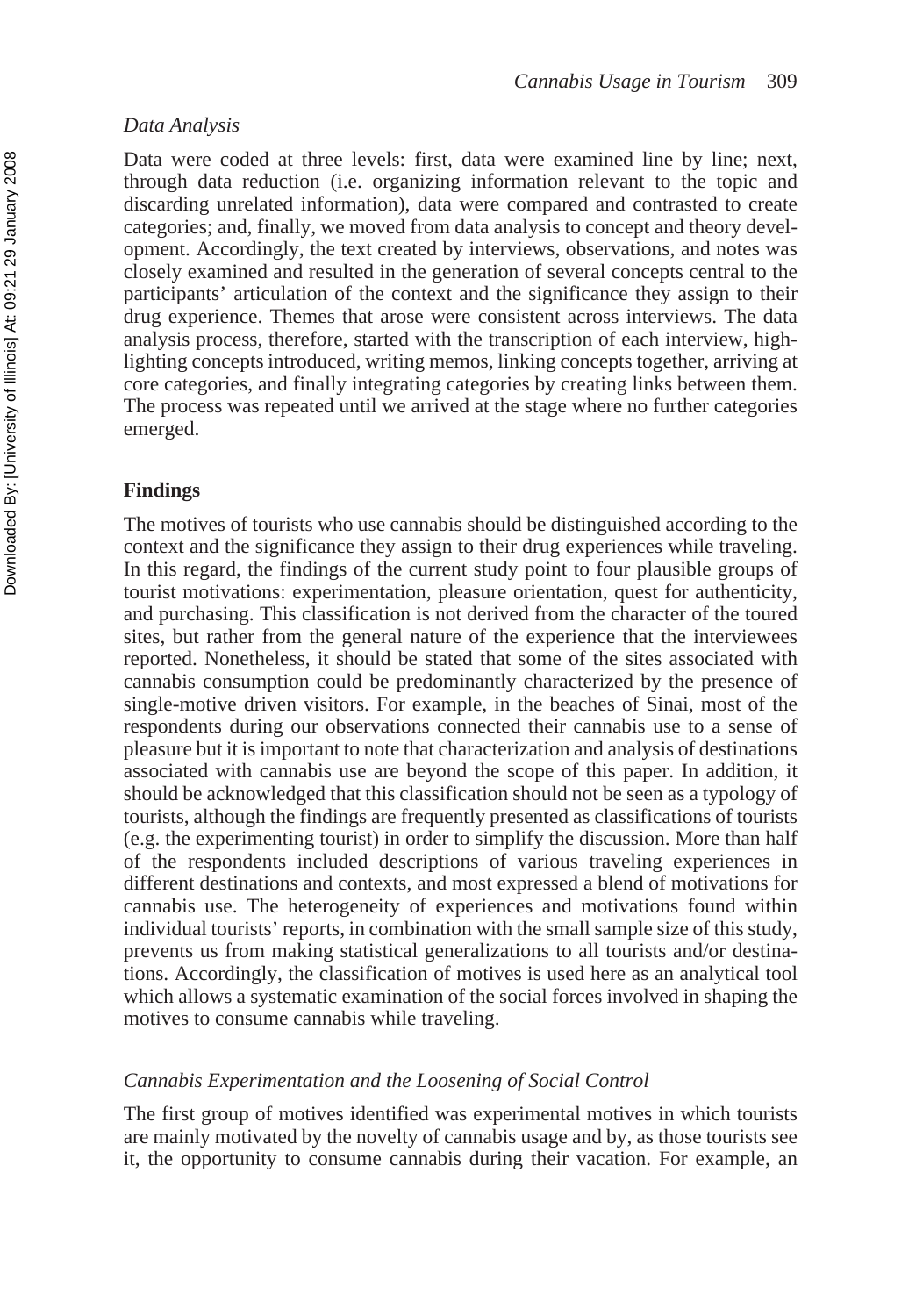*Data Analysis*

Data were coded at three levels: first, data were examined line by line; next, through data reduction (i.e. organizing information relevant to the topic and discarding unrelated information), data were compared and contrasted to create categories; and, finally, we moved from data analysis to concept and theory development. Accordingly, the text created by interviews, observations, and notes was closely examined and resulted in the generation of several concepts central to the participants' articulation of the context and the significance they assign to their drug experience. Themes that arose were consistent across interviews. The data analysis process, therefore, started with the transcription of each interview, highlighting concepts introduced, writing memos, linking concepts together, arriving at core categories, and finally integrating categories by creating links between them. The process was repeated until we arrived at the stage where no further categories emerged.

## Findings

The motives of tourists who use cannabis should be distinguished according to the context and the significance they assign to their drug experiences while traveling. In this regard, the findings of the current study point to four plausible groups of tourist motivations: experimentation, pleasure orientation, quest for authenticity, and purchasing. This classification is not derived from the character of the toured sites, but rather from the general nature of the experience that the interviewees reported. Nonetheless, it should be stated that some of the sites associated with cannabis consumption could be predominantly characterized by the presence of single-motive driven visitors. For example, in the beaches of Sinai, most of the respondents during our observations connected their cannabis use to a sense of pleasure but it is important to note that characterization and analysis of destinations associated with cannabis use are beyond the scope of this paper. In addition, it should be acknowledged that this classification should not be seen as a typology of tourists, although the findings are frequently presented as classifications of tourists (e.g. the experimenting tourist) in order to simplify the discussion. More than half of the respondents included descriptions of various traveling experiences in different destinations and contexts, and most expressed a blend of motivations for cannabis use. The heterogeneity of experiences and motivations found within individual tourists' reports, in combination with the small sample size of this study, prevents us from making statistical generalizations to all tourists and/or destinations. Accordingly, the classification of motives is used here as an analytical tool which allows a systematic examination of the social forces involved in shaping the motives to consume cannabis while traveling.

*Cannabis Experimentation and the Loosening of Social Control*

The first group of motives identified was experimental motives in which tourists are mainly motivated by the novelty of cannabis usage and by, as those tourists see it, the opportunity to consume cannabis during their vacation. For example, an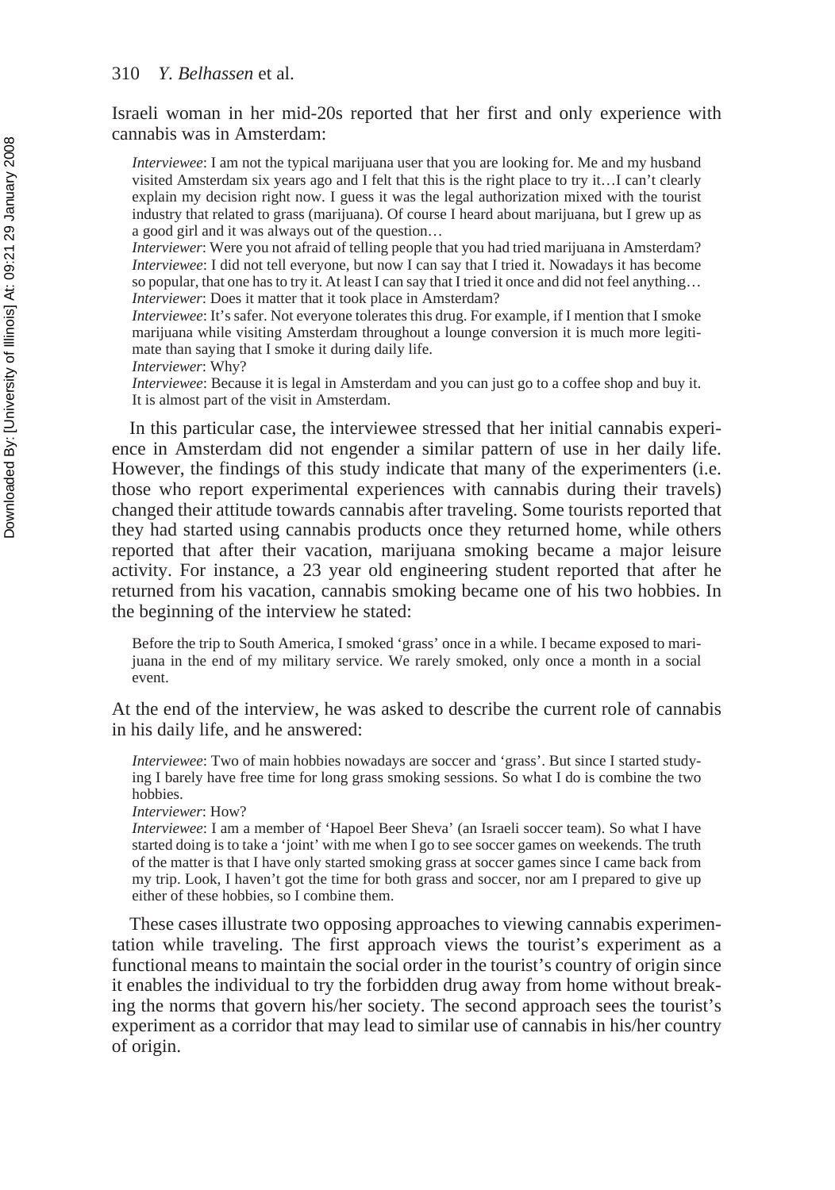Israeli woman in her mid-20s reported that her first and only experience with cannabis was in Amsterdam:

> *Interviewee*: I am not the typical marijuana user that you are looking for. Me and my husband visited Amsterdam six years ago and I felt that this is the right place to try it…I can't clearly explain my decision right now. I guess it was the legal authorization mixed with the tourist industry that related to grass (marijuana). Of course I heard about marijuana, but I grew up as a good girl and it was always out of the question…
> *Interviewer*: Were you not afraid of telling people that you had tried marijuana in Amsterdam?
> *Interviewee*: I did not tell everyone, but now I can say that I tried it. Nowadays it has become so popular, that one has to try it. At least I can say that I tried it once and did not feel anything…
> *Interviewer*: Does it matter that it took place in Amsterdam?
> *Interviewee*: It's safer. Not everyone tolerates this drug. For example, if I mention that I smoke marijuana while visiting Amsterdam throughout a lounge conversion it is much more legitimate than saying that I smoke it during daily life.
> *Interviewer*: Why?
> *Interviewee*: Because it is legal in Amsterdam and you can just go to a coffee shop and buy it. It is almost part of the visit in Amsterdam.

In this particular case, the interviewee stressed that her initial cannabis experience in Amsterdam did not engender a similar pattern of use in her daily life. However, the findings of this study indicate that many of the experimenters (i.e. those who report experimental experiences with cannabis during their travels) changed their attitude towards cannabis after traveling. Some tourists reported that they had started using cannabis products once they returned home, while others reported that after their vacation, marijuana smoking became a major leisure activity. For instance, a 23 year old engineering student reported that after he returned from his vacation, cannabis smoking became one of his two hobbies. In the beginning of the interview he stated:

> Before the trip to South America, I smoked 'grass' once in a while. I became exposed to marijuana in the end of my military service. We rarely smoked, only once a month in a social event.

At the end of the interview, he was asked to describe the current role of cannabis in his daily life, and he answered:

> *Interviewee*: Two of main hobbies nowadays are soccer and 'grass'. But since I started studying I barely have free time for long grass smoking sessions. So what I do is combine the two hobbies.
> *Interviewer*: How?
> *Interviewee*: I am a member of 'Hapoel Beer Sheva' (an Israeli soccer team). So what I have started doing is to take a 'joint' with me when I go to see soccer games on weekends. The truth of the matter is that I have only started smoking grass at soccer games since I came back from my trip. Look, I haven't got the time for both grass and soccer, nor am I prepared to give up either of these hobbies, so I combine them.

These cases illustrate two opposing approaches to viewing cannabis experimentation while traveling. The first approach views the tourist's experiment as a functional means to maintain the social order in the tourist's country of origin since it enables the individual to try the forbidden drug away from home without breaking the norms that govern his/her society. The second approach sees the tourist's experiment as a corridor that may lead to similar use of cannabis in his/her country of origin.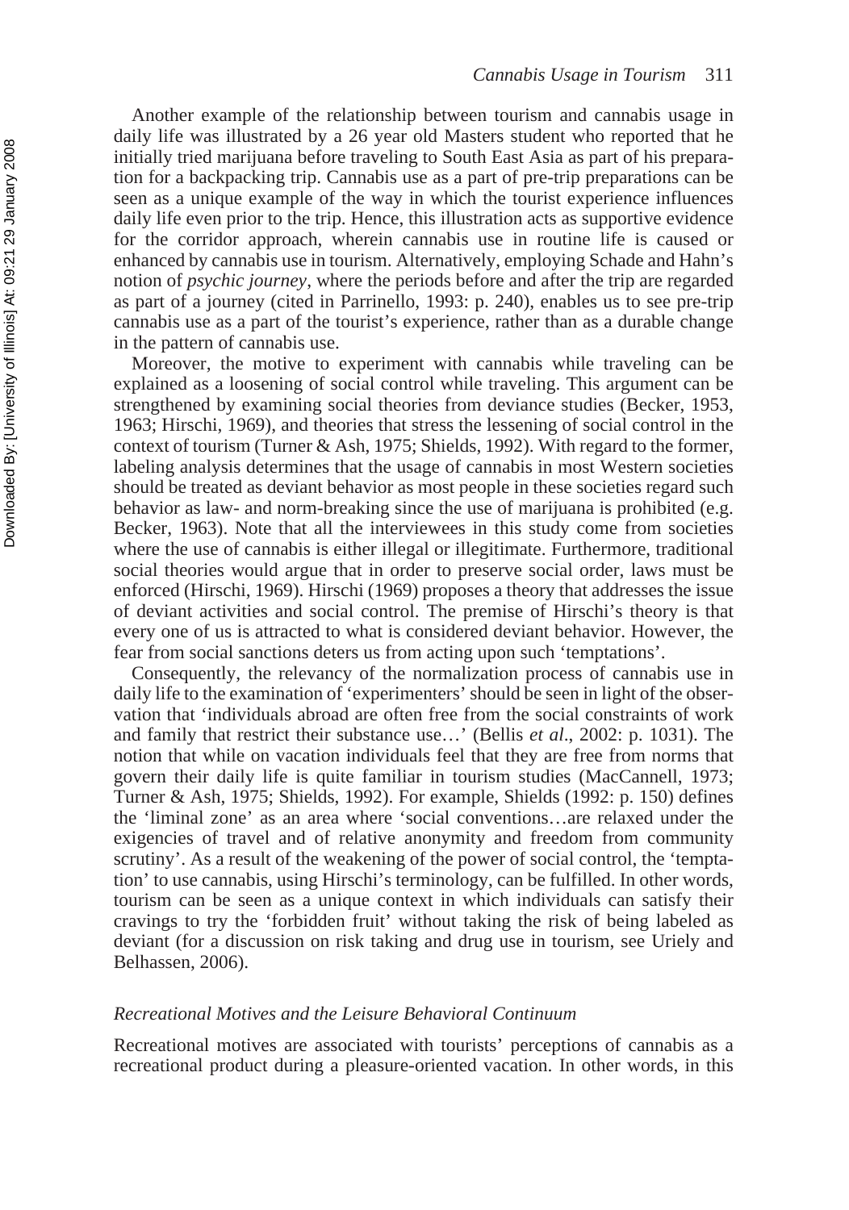Another example of the relationship between tourism and cannabis usage in daily life was illustrated by a 26 year old Masters student who reported that he initially tried marijuana before traveling to South East Asia as part of his preparation for a backpacking trip. Cannabis use as a part of pre-trip preparations can be seen as a unique example of the way in which the tourist experience influences daily life even prior to the trip. Hence, this illustration acts as supportive evidence for the corridor approach, wherein cannabis use in routine life is caused or enhanced by cannabis use in tourism. Alternatively, employing Schade and Hahn's notion of *psychic journey*, where the periods before and after the trip are regarded as part of a journey (cited in Parrinello, 1993: p. 240), enables us to see pre-trip cannabis use as a part of the tourist's experience, rather than as a durable change in the pattern of cannabis use.

Moreover, the motive to experiment with cannabis while traveling can be explained as a loosening of social control while traveling. This argument can be strengthened by examining social theories from deviance studies (Becker, 1953, 1963; Hirschi, 1969), and theories that stress the lessening of social control in the context of tourism (Turner & Ash, 1975; Shields, 1992). With regard to the former, labeling analysis determines that the usage of cannabis in most Western societies should be treated as deviant behavior as most people in these societies regard such behavior as law- and norm-breaking since the use of marijuana is prohibited (e.g. Becker, 1963). Note that all the interviewees in this study come from societies where the use of cannabis is either illegal or illegitimate. Furthermore, traditional social theories would argue that in order to preserve social order, laws must be enforced (Hirschi, 1969). Hirschi (1969) proposes a theory that addresses the issue of deviant activities and social control. The premise of Hirschi's theory is that every one of us is attracted to what is considered deviant behavior. However, the fear from social sanctions deters us from acting upon such 'temptations'.

Consequently, the relevancy of the normalization process of cannabis use in daily life to the examination of 'experimenters' should be seen in light of the observation that 'individuals abroad are often free from the social constraints of work and family that restrict their substance use…' (Bellis *et al*., 2002: p. 1031). The notion that while on vacation individuals feel that they are free from norms that govern their daily life is quite familiar in tourism studies (MacCannell, 1973; Turner & Ash, 1975; Shields, 1992). For example, Shields (1992: p. 150) defines the 'liminal zone' as an area where 'social conventions…are relaxed under the exigencies of travel and of relative anonymity and freedom from community scrutiny'. As a result of the weakening of the power of social control, the 'temptation' to use cannabis, using Hirschi's terminology, can be fulfilled. In other words, tourism can be seen as a unique context in which individuals can satisfy their cravings to try the 'forbidden fruit' without taking the risk of being labeled as deviant (for a discussion on risk taking and drug use in tourism, see Uriely and Belhassen, 2006).

### *Recreational Motives and the Leisure Behavioral Continuum*

Recreational motives are associated with tourists' perceptions of cannabis as a recreational product during a pleasure-oriented vacation. In other words, in this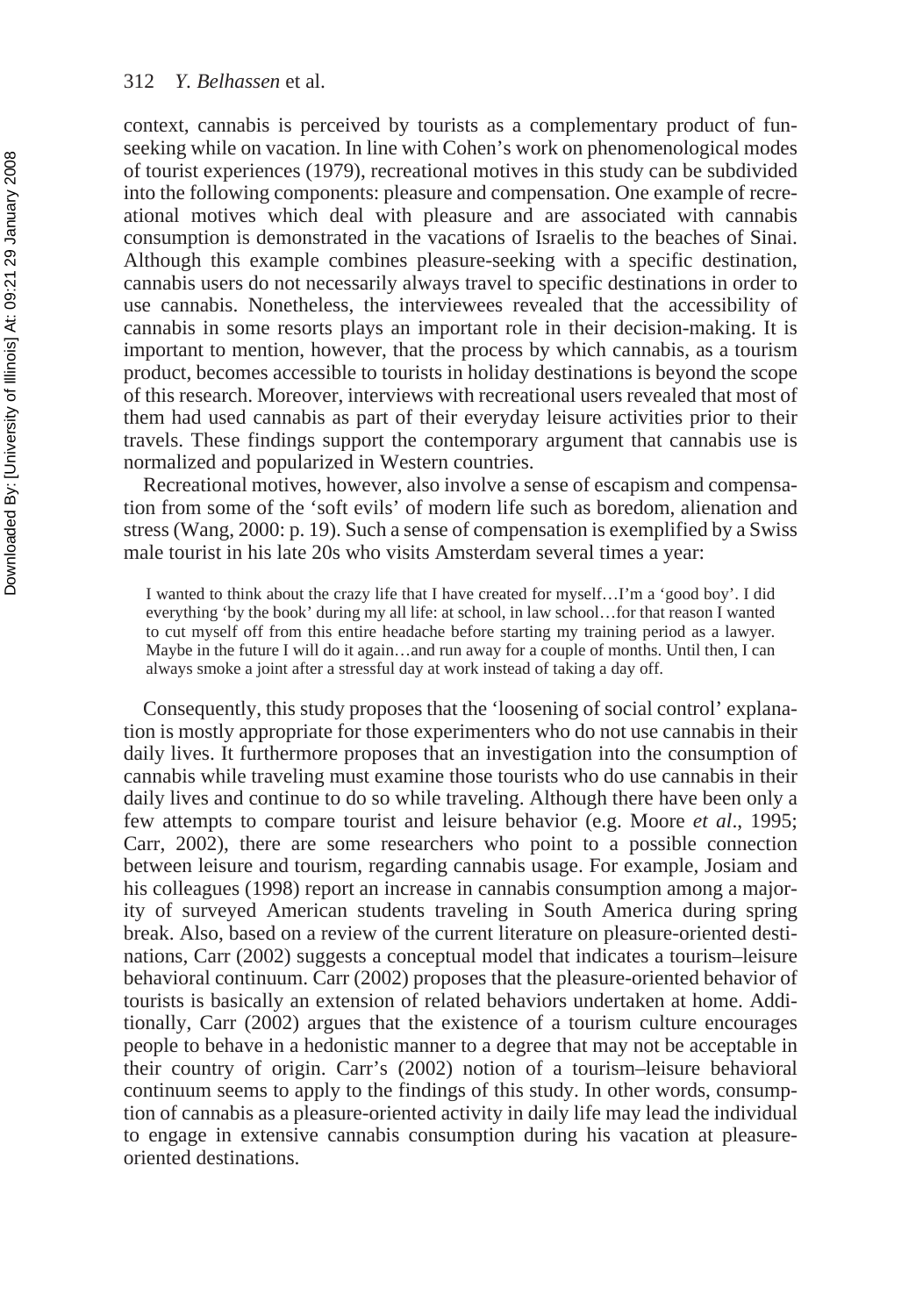context, cannabis is perceived by tourists as a complementary product of fun-seeking while on vacation. In line with Cohen's work on phenomenological modes of tourist experiences (1979), recreational motives in this study can be subdivided into the following components: pleasure and compensation. One example of recreational motives which deal with pleasure and are associated with cannabis consumption is demonstrated in the vacations of Israelis to the beaches of Sinai. Although this example combines pleasure-seeking with a specific destination, cannabis users do not necessarily always travel to specific destinations in order to use cannabis. Nonetheless, the interviewees revealed that the accessibility of cannabis in some resorts plays an important role in their decision-making. It is important to mention, however, that the process by which cannabis, as a tourism product, becomes accessible to tourists in holiday destinations is beyond the scope of this research. Moreover, interviews with recreational users revealed that most of them had used cannabis as part of their everyday leisure activities prior to their travels. These findings support the contemporary argument that cannabis use is normalized and popularized in Western countries.

Recreational motives, however, also involve a sense of escapism and compensation from some of the 'soft evils' of modern life such as boredom, alienation and stress (Wang, 2000: p. 19). Such a sense of compensation is exemplified by a Swiss male tourist in his late 20s who visits Amsterdam several times a year:

> I wanted to think about the crazy life that I have created for myself…I'm a 'good boy'. I did everything 'by the book' during my all life: at school, in law school…for that reason I wanted to cut myself off from this entire headache before starting my training period as a lawyer. Maybe in the future I will do it again…and run away for a couple of months. Until then, I can always smoke a joint after a stressful day at work instead of taking a day off.

Consequently, this study proposes that the 'loosening of social control' explanation is mostly appropriate for those experimenters who do not use cannabis in their daily lives. It furthermore proposes that an investigation into the consumption of cannabis while traveling must examine those tourists who do use cannabis in their daily lives and continue to do so while traveling. Although there have been only a few attempts to compare tourist and leisure behavior (e.g. Moore *et al*., 1995; Carr, 2002), there are some researchers who point to a possible connection between leisure and tourism, regarding cannabis usage. For example, Josiam and his colleagues (1998) report an increase in cannabis consumption among a majority of surveyed American students traveling in South America during spring break. Also, based on a review of the current literature on pleasure-oriented destinations, Carr (2002) suggests a conceptual model that indicates a tourism–leisure behavioral continuum. Carr (2002) proposes that the pleasure-oriented behavior of tourists is basically an extension of related behaviors undertaken at home. Additionally, Carr (2002) argues that the existence of a tourism culture encourages people to behave in a hedonistic manner to a degree that may not be acceptable in their country of origin. Carr's (2002) notion of a tourism–leisure behavioral continuum seems to apply to the findings of this study. In other words, consumption of cannabis as a pleasure-oriented activity in daily life may lead the individual to engage in extensive cannabis consumption during his vacation at pleasure-oriented destinations.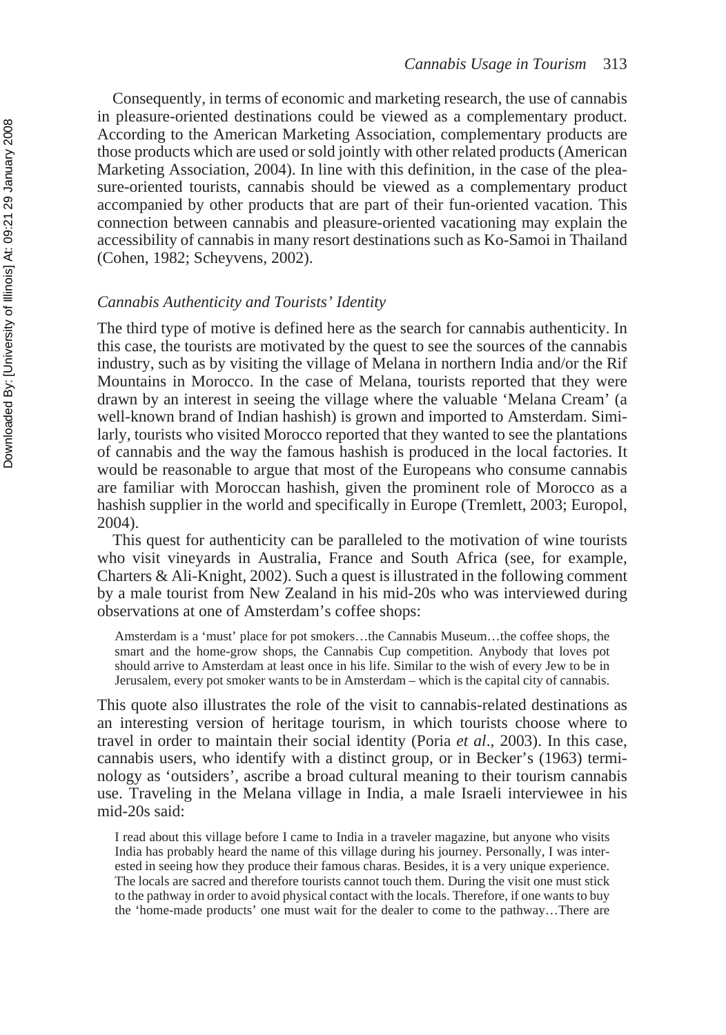Consequently, in terms of economic and marketing research, the use of cannabis in pleasure-oriented destinations could be viewed as a complementary product. According to the American Marketing Association, complementary products are those products which are used or sold jointly with other related products (American Marketing Association, 2004). In line with this definition, in the case of the pleasure-oriented tourists, cannabis should be viewed as a complementary product accompanied by other products that are part of their fun-oriented vacation. This connection between cannabis and pleasure-oriented vacationing may explain the accessibility of cannabis in many resort destinations such as Ko-Samoi in Thailand (Cohen, 1982; Scheyvens, 2002).

### *Cannabis Authenticity and Tourists' Identity*

The third type of motive is defined here as the search for cannabis authenticity. In this case, the tourists are motivated by the quest to see the sources of the cannabis industry, such as by visiting the village of Melana in northern India and/or the Rif Mountains in Morocco. In the case of Melana, tourists reported that they were drawn by an interest in seeing the village where the valuable 'Melana Cream' (a well-known brand of Indian hashish) is grown and imported to Amsterdam. Similarly, tourists who visited Morocco reported that they wanted to see the plantations of cannabis and the way the famous hashish is produced in the local factories. It would be reasonable to argue that most of the Europeans who consume cannabis are familiar with Moroccan hashish, given the prominent role of Morocco as a hashish supplier in the world and specifically in Europe (Tremlett, 2003; Europol, 2004).

This quest for authenticity can be paralleled to the motivation of wine tourists who visit vineyards in Australia, France and South Africa (see, for example, Charters & Ali-Knight, 2002). Such a quest is illustrated in the following comment by a male tourist from New Zealand in his mid-20s who was interviewed during observations at one of Amsterdam's coffee shops:

> Amsterdam is a 'must' place for pot smokers…the Cannabis Museum…the coffee shops, the smart and the home-grow shops, the Cannabis Cup competition. Anybody that loves pot should arrive to Amsterdam at least once in his life. Similar to the wish of every Jew to be in Jerusalem, every pot smoker wants to be in Amsterdam – which is the capital city of cannabis.

This quote also illustrates the role of the visit to cannabis-related destinations as an interesting version of heritage tourism, in which tourists choose where to travel in order to maintain their social identity (Poria *et al*., 2003). In this case, cannabis users, who identify with a distinct group, or in Becker's (1963) terminology as 'outsiders', ascribe a broad cultural meaning to their tourism cannabis use. Traveling in the Melana village in India, a male Israeli interviewee in his mid-20s said:

> I read about this village before I came to India in a traveler magazine, but anyone who visits India has probably heard the name of this village during his journey. Personally, I was interested in seeing how they produce their famous charas. Besides, it is a very unique experience. The locals are sacred and therefore tourists cannot touch them. During the visit one must stick to the pathway in order to avoid physical contact with the locals. Therefore, if one wants to buy the 'home-made products' one must wait for the dealer to come to the pathway…There are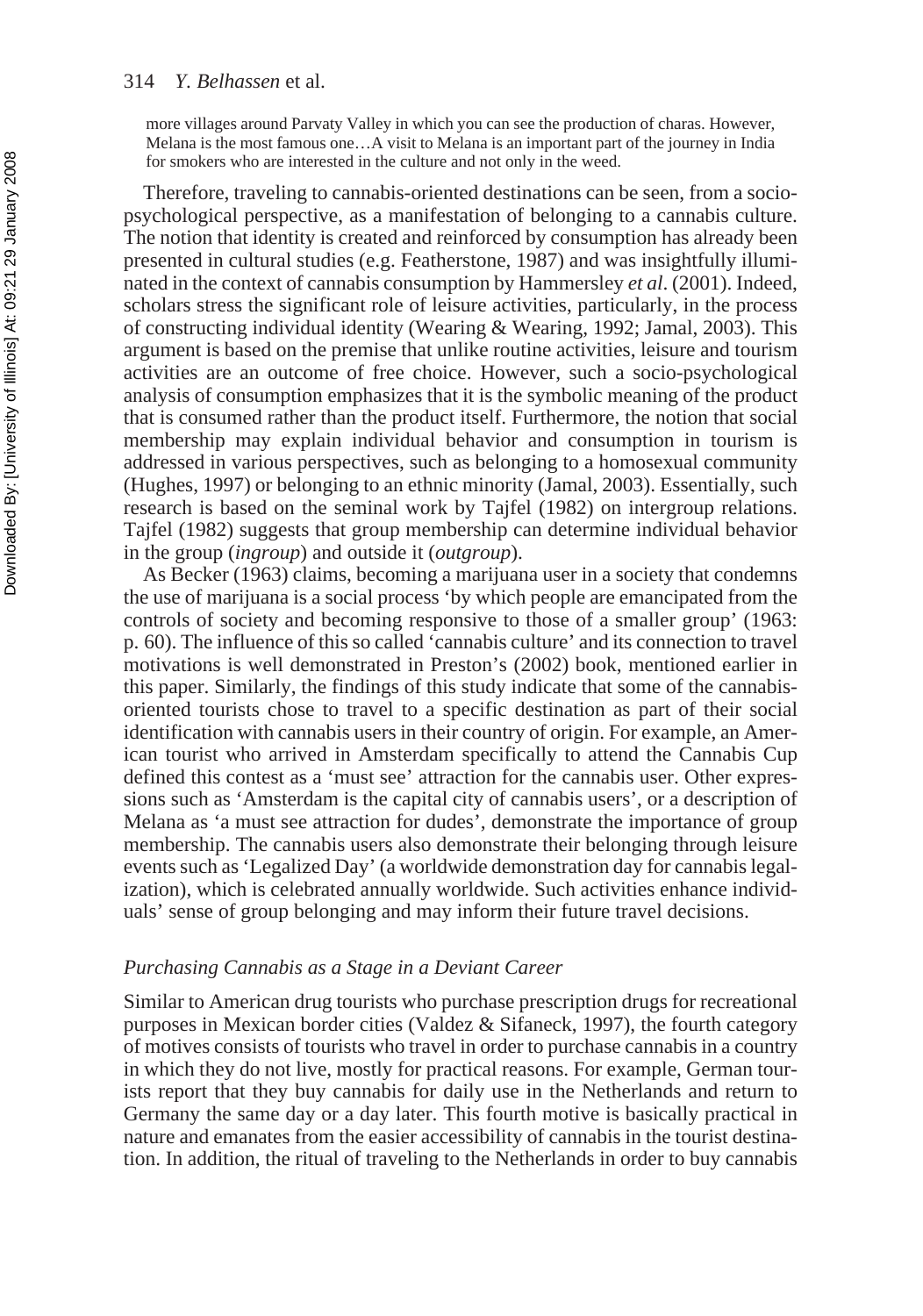> more villages around Parvaty Valley in which you can see the production of charas. However, Melana is the most famous one…A visit to Melana is an important part of the journey in India for smokers who are interested in the culture and not only in the weed.

Therefore, traveling to cannabis-oriented destinations can be seen, from a socio-psychological perspective, as a manifestation of belonging to a cannabis culture. The notion that identity is created and reinforced by consumption has already been presented in cultural studies (e.g. Featherstone, 1987) and was insightfully illuminated in the context of cannabis consumption by Hammersley *et al*. (2001). Indeed, scholars stress the significant role of leisure activities, particularly, in the process of constructing individual identity (Wearing & Wearing, 1992; Jamal, 2003). This argument is based on the premise that unlike routine activities, leisure and tourism activities are an outcome of free choice. However, such a socio-psychological analysis of consumption emphasizes that it is the symbolic meaning of the product that is consumed rather than the product itself. Furthermore, the notion that social membership may explain individual behavior and consumption in tourism is addressed in various perspectives, such as belonging to a homosexual community (Hughes, 1997) or belonging to an ethnic minority (Jamal, 2003). Essentially, such research is based on the seminal work by Tajfel (1982) on intergroup relations. Tajfel (1982) suggests that group membership can determine individual behavior in the group (*ingroup*) and outside it (*outgroup*).

As Becker (1963) claims, becoming a marijuana user in a society that condemns the use of marijuana is a social process 'by which people are emancipated from the controls of society and becoming responsive to those of a smaller group' (1963: p. 60). The influence of this so called 'cannabis culture' and its connection to travel motivations is well demonstrated in Preston's (2002) book, mentioned earlier in this paper. Similarly, the findings of this study indicate that some of the cannabis-oriented tourists chose to travel to a specific destination as part of their social identification with cannabis users in their country of origin. For example, an American tourist who arrived in Amsterdam specifically to attend the Cannabis Cup defined this contest as a 'must see' attraction for the cannabis user. Other expressions such as 'Amsterdam is the capital city of cannabis users', or a description of Melana as 'a must see attraction for dudes', demonstrate the importance of group membership. The cannabis users also demonstrate their belonging through leisure events such as 'Legalized Day' (a worldwide demonstration day for cannabis legalization), which is celebrated annually worldwide. Such activities enhance individuals' sense of group belonging and may inform their future travel decisions.

### *Purchasing Cannabis as a Stage in a Deviant Career*

Similar to American drug tourists who purchase prescription drugs for recreational purposes in Mexican border cities (Valdez & Sifaneck, 1997), the fourth category of motives consists of tourists who travel in order to purchase cannabis in a country in which they do not live, mostly for practical reasons. For example, German tourists report that they buy cannabis for daily use in the Netherlands and return to Germany the same day or a day later. This fourth motive is basically practical in nature and emanates from the easier accessibility of cannabis in the tourist destination. In addition, the ritual of traveling to the Netherlands in order to buy cannabis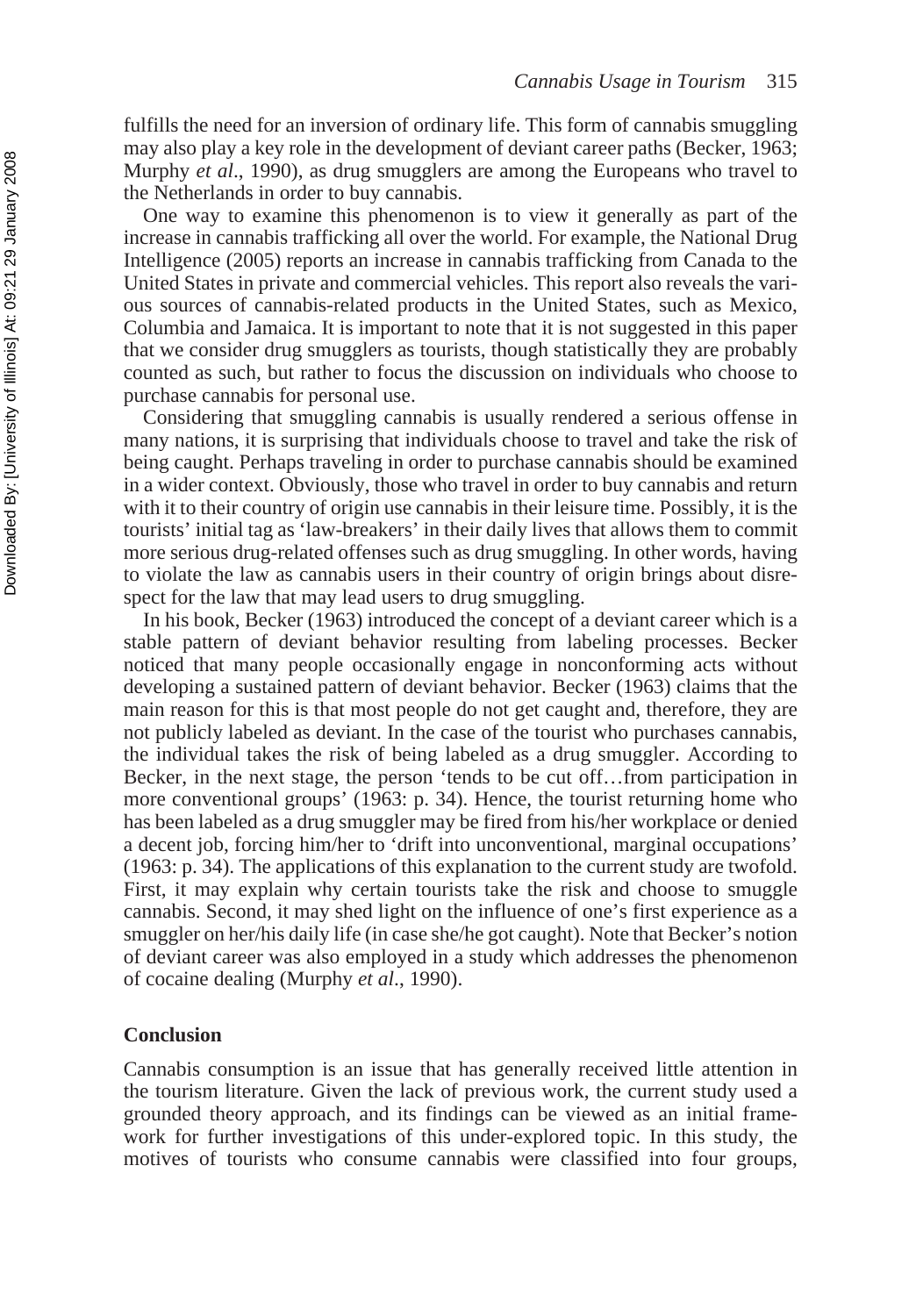fulfills the need for an inversion of ordinary life. This form of cannabis smuggling may also play a key role in the development of deviant career paths (Becker, 1963; Murphy *et al*., 1990), as drug smugglers are among the Europeans who travel to the Netherlands in order to buy cannabis.

One way to examine this phenomenon is to view it generally as part of the increase in cannabis trafficking all over the world. For example, the National Drug Intelligence (2005) reports an increase in cannabis trafficking from Canada to the United States in private and commercial vehicles. This report also reveals the various sources of cannabis-related products in the United States, such as Mexico, Columbia and Jamaica. It is important to note that it is not suggested in this paper that we consider drug smugglers as tourists, though statistically they are probably counted as such, but rather to focus the discussion on individuals who choose to purchase cannabis for personal use.

Considering that smuggling cannabis is usually rendered a serious offense in many nations, it is surprising that individuals choose to travel and take the risk of being caught. Perhaps traveling in order to purchase cannabis should be examined in a wider context. Obviously, those who travel in order to buy cannabis and return with it to their country of origin use cannabis in their leisure time. Possibly, it is the tourists' initial tag as 'law-breakers' in their daily lives that allows them to commit more serious drug-related offenses such as drug smuggling. In other words, having to violate the law as cannabis users in their country of origin brings about disrespect for the law that may lead users to drug smuggling.

In his book, Becker (1963) introduced the concept of a deviant career which is a stable pattern of deviant behavior resulting from labeling processes. Becker noticed that many people occasionally engage in nonconforming acts without developing a sustained pattern of deviant behavior. Becker (1963) claims that the main reason for this is that most people do not get caught and, therefore, they are not publicly labeled as deviant. In the case of the tourist who purchases cannabis, the individual takes the risk of being labeled as a drug smuggler. According to Becker, in the next stage, the person 'tends to be cut off…from participation in more conventional groups' (1963: p. 34). Hence, the tourist returning home who has been labeled as a drug smuggler may be fired from his/her workplace or denied a decent job, forcing him/her to 'drift into unconventional, marginal occupations' (1963: p. 34). The applications of this explanation to the current study are twofold. First, it may explain why certain tourists take the risk and choose to smuggle cannabis. Second, it may shed light on the influence of one's first experience as a smuggler on her/his daily life (in case she/he got caught). Note that Becker's notion of deviant career was also employed in a study which addresses the phenomenon of cocaine dealing (Murphy *et al*., 1990).

## Conclusion

Cannabis consumption is an issue that has generally received little attention in the tourism literature. Given the lack of previous work, the current study used a grounded theory approach, and its findings can be viewed as an initial framework for further investigations of this under-explored topic. In this study, the motives of tourists who consume cannabis were classified into four groups,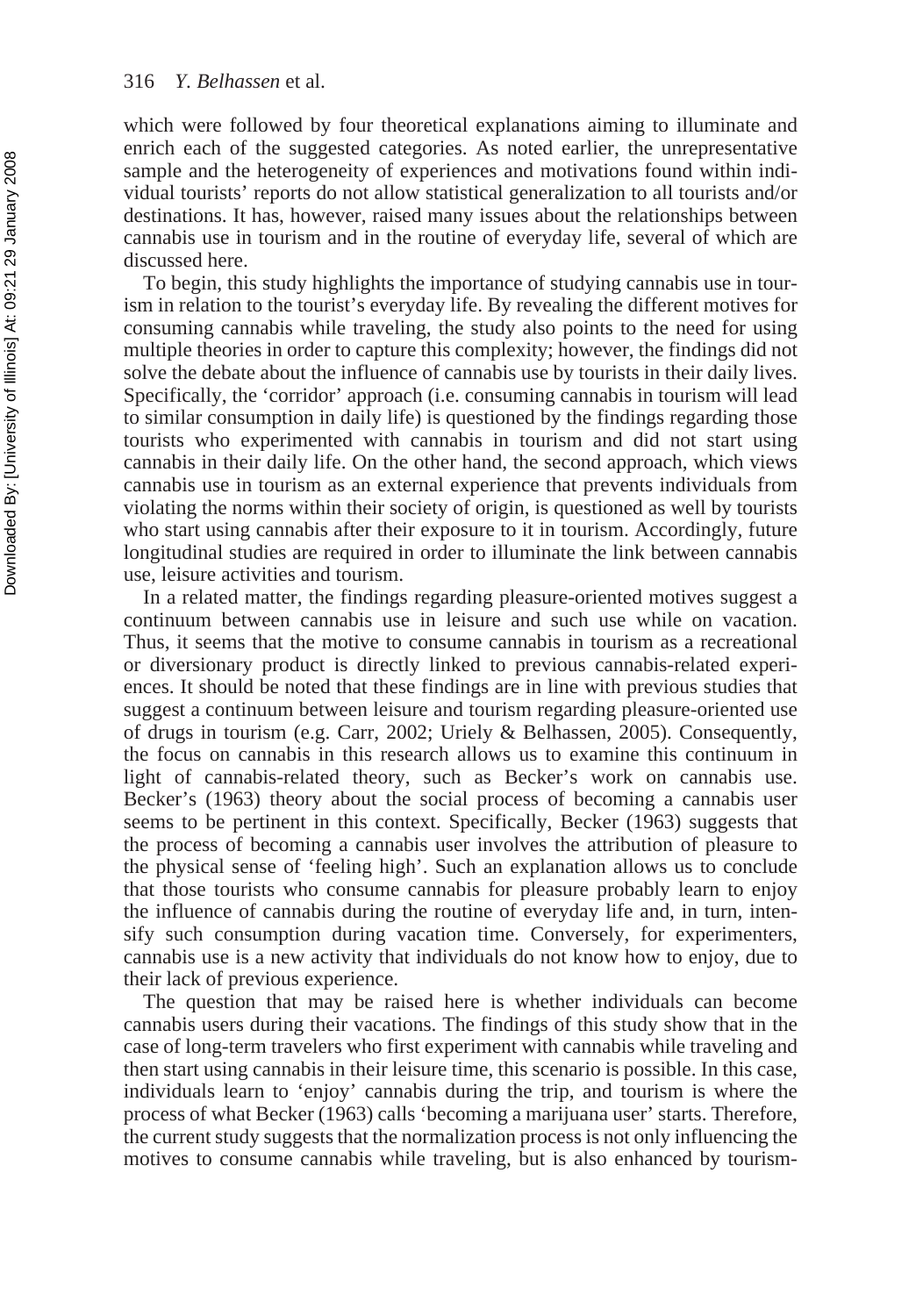which were followed by four theoretical explanations aiming to illuminate and enrich each of the suggested categories. As noted earlier, the unrepresentative sample and the heterogeneity of experiences and motivations found within individual tourists' reports do not allow statistical generalization to all tourists and/or destinations. It has, however, raised many issues about the relationships between cannabis use in tourism and in the routine of everyday life, several of which are discussed here.

To begin, this study highlights the importance of studying cannabis use in tourism in relation to the tourist's everyday life. By revealing the different motives for consuming cannabis while traveling, the study also points to the need for using multiple theories in order to capture this complexity; however, the findings did not solve the debate about the influence of cannabis use by tourists in their daily lives. Specifically, the 'corridor' approach (i.e. consuming cannabis in tourism will lead to similar consumption in daily life) is questioned by the findings regarding those tourists who experimented with cannabis in tourism and did not start using cannabis in their daily life. On the other hand, the second approach, which views cannabis use in tourism as an external experience that prevents individuals from violating the norms within their society of origin, is questioned as well by tourists who start using cannabis after their exposure to it in tourism. Accordingly, future longitudinal studies are required in order to illuminate the link between cannabis use, leisure activities and tourism.

In a related matter, the findings regarding pleasure-oriented motives suggest a continuum between cannabis use in leisure and such use while on vacation. Thus, it seems that the motive to consume cannabis in tourism as a recreational or diversionary product is directly linked to previous cannabis-related experiences. It should be noted that these findings are in line with previous studies that suggest a continuum between leisure and tourism regarding pleasure-oriented use of drugs in tourism (e.g. Carr, 2002; Uriely & Belhassen, 2005). Consequently, the focus on cannabis in this research allows us to examine this continuum in light of cannabis-related theory, such as Becker's work on cannabis use. Becker's (1963) theory about the social process of becoming a cannabis user seems to be pertinent in this context. Specifically, Becker (1963) suggests that the process of becoming a cannabis user involves the attribution of pleasure to the physical sense of 'feeling high'. Such an explanation allows us to conclude that those tourists who consume cannabis for pleasure probably learn to enjoy the influence of cannabis during the routine of everyday life and, in turn, intensify such consumption during vacation time. Conversely, for experimenters, cannabis use is a new activity that individuals do not know how to enjoy, due to their lack of previous experience.

The question that may be raised here is whether individuals can become cannabis users during their vacations. The findings of this study show that in the case of long-term travelers who first experiment with cannabis while traveling and then start using cannabis in their leisure time, this scenario is possible. In this case, individuals learn to 'enjoy' cannabis during the trip, and tourism is where the process of what Becker (1963) calls 'becoming a marijuana user' starts. Therefore, the current study suggests that the normalization process is not only influencing the motives to consume cannabis while traveling, but is also enhanced by tourism-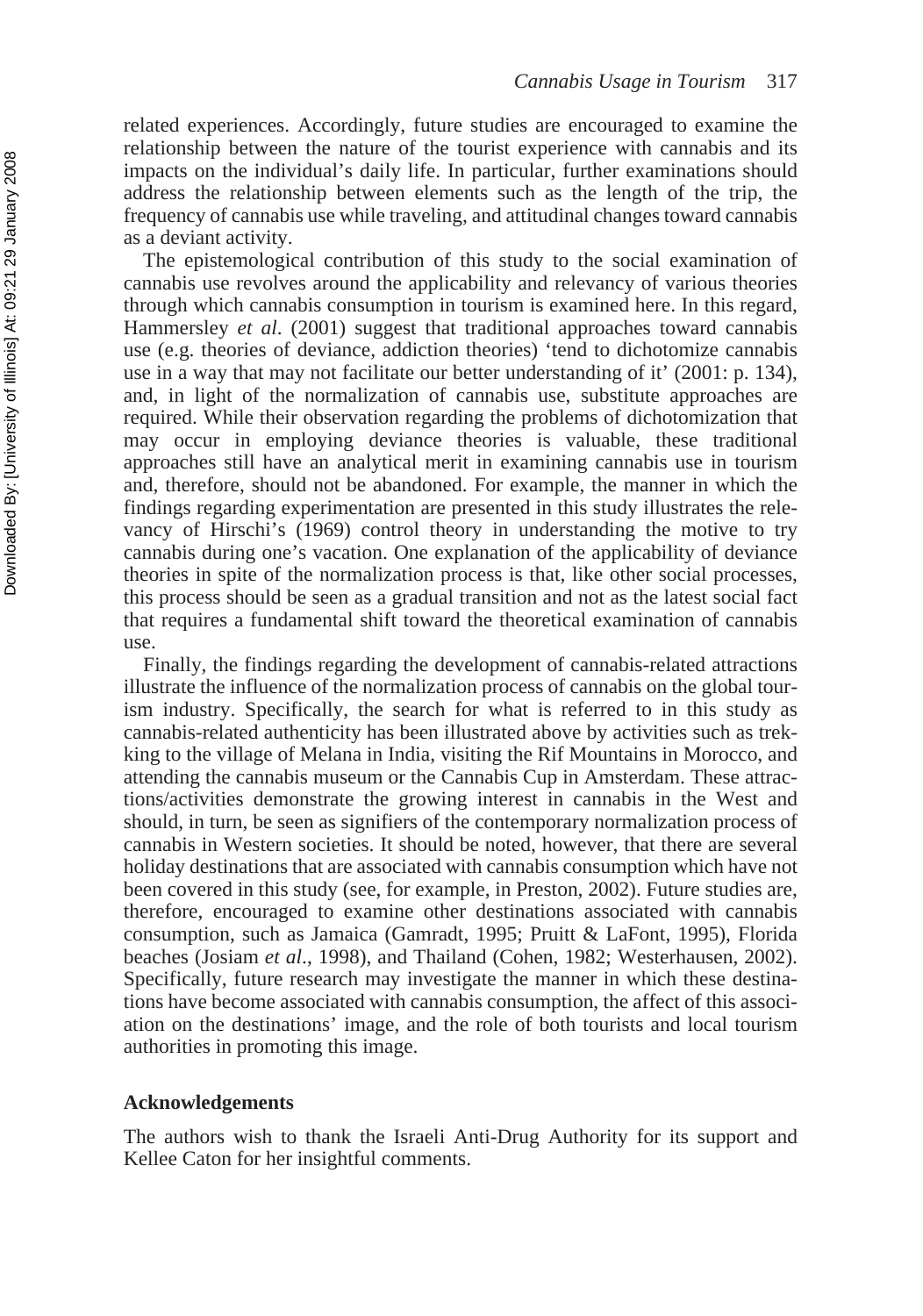related experiences. Accordingly, future studies are encouraged to examine the relationship between the nature of the tourist experience with cannabis and its impacts on the individual's daily life. In particular, further examinations should address the relationship between elements such as the length of the trip, the frequency of cannabis use while traveling, and attitudinal changes toward cannabis as a deviant activity.

The epistemological contribution of this study to the social examination of cannabis use revolves around the applicability and relevancy of various theories through which cannabis consumption in tourism is examined here. In this regard, Hammersley *et al*. (2001) suggest that traditional approaches toward cannabis use (e.g. theories of deviance, addiction theories) 'tend to dichotomize cannabis use in a way that may not facilitate our better understanding of it' (2001: p. 134), and, in light of the normalization of cannabis use, substitute approaches are required. While their observation regarding the problems of dichotomization that may occur in employing deviance theories is valuable, these traditional approaches still have an analytical merit in examining cannabis use in tourism and, therefore, should not be abandoned. For example, the manner in which the findings regarding experimentation are presented in this study illustrates the relevancy of Hirschi's (1969) control theory in understanding the motive to try cannabis during one's vacation. One explanation of the applicability of deviance theories in spite of the normalization process is that, like other social processes, this process should be seen as a gradual transition and not as the latest social fact that requires a fundamental shift toward the theoretical examination of cannabis use.

Finally, the findings regarding the development of cannabis-related attractions illustrate the influence of the normalization process of cannabis on the global tourism industry. Specifically, the search for what is referred to in this study as cannabis-related authenticity has been illustrated above by activities such as trekking to the village of Melana in India, visiting the Rif Mountains in Morocco, and attending the cannabis museum or the Cannabis Cup in Amsterdam. These attractions/activities demonstrate the growing interest in cannabis in the West and should, in turn, be seen as signifiers of the contemporary normalization process of cannabis in Western societies. It should be noted, however, that there are several holiday destinations that are associated with cannabis consumption which have not been covered in this study (see, for example, in Preston, 2002). Future studies are, therefore, encouraged to examine other destinations associated with cannabis consumption, such as Jamaica (Gamradt, 1995; Pruitt & LaFont, 1995), Florida beaches (Josiam *et al*., 1998), and Thailand (Cohen, 1982; Westerhausen, 2002). Specifically, future research may investigate the manner in which these destinations have become associated with cannabis consumption, the affect of this association on the destinations' image, and the role of both tourists and local tourism authorities in promoting this image.

## Acknowledgements

The authors wish to thank the Israeli Anti-Drug Authority for its support and Kellee Caton for her insightful comments.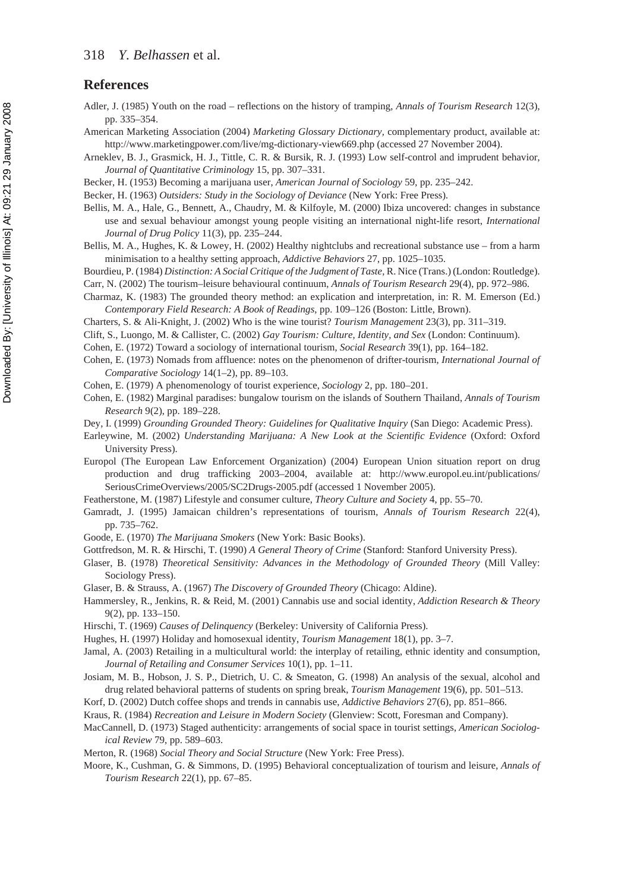## References

Adler, J. (1985) Youth on the road – reflections on the history of tramping, *Annals of Tourism Research* 12(3), pp. 335–354.

American Marketing Association (2004) *Marketing Glossary Dictionary*, complementary product, available at: http://www.marketingpower.com/live/mg-dictionary-view669.php (accessed 27 November 2004).

Arneklev, B. J., Grasmick, H. J., Tittle, C. R. & Bursik, R. J. (1993) Low self-control and imprudent behavior, *Journal of Quantitative Criminology* 15, pp. 307–331.

Becker, H. (1953) Becoming a marijuana user, *American Journal of Sociology* 59, pp. 235–242.

Becker, H. (1963) *Outsiders: Study in the Sociology of Deviance* (New York: Free Press).

Bellis, M. A., Hale, G., Bennett, A., Chaudry, M. & Kilfoyle, M. (2000) Ibiza uncovered: changes in substance use and sexual behaviour amongst young people visiting an international night-life resort, *International Journal of Drug Policy* 11(3), pp. 235–244.

Bellis, M. A., Hughes, K. & Lowey, H. (2002) Healthy nightclubs and recreational substance use – from a harm minimisation to a healthy setting approach, *Addictive Behaviors* 27, pp. 1025–1035.

Bourdieu, P. (1984) *Distinction: A Social Critique of the Judgment of Taste*, R. Nice (Trans.) (London: Routledge).

Carr, N. (2002) The tourism–leisure behavioural continuum, *Annals of Tourism Research* 29(4), pp. 972–986.

Charmaz, K. (1983) The grounded theory method: an explication and interpretation, in: R. M. Emerson (Ed.) *Contemporary Field Research: A Book of Readings*, pp. 109–126 (Boston: Little, Brown).

Charters, S. & Ali-Knight, J. (2002) Who is the wine tourist? *Tourism Management* 23(3), pp. 311–319.

Clift, S., Luongo, M. & Callister, C. (2002) *Gay Tourism: Culture, Identity, and Sex* (London: Continuum).

Cohen, E. (1972) Toward a sociology of international tourism, *Social Research* 39(1), pp. 164–182.

Cohen, E. (1973) Nomads from affluence: notes on the phenomenon of drifter-tourism, *International Journal of Comparative Sociology* 14(1–2), pp. 89–103.

Cohen, E. (1979) A phenomenology of tourist experience, *Sociology* 2, pp. 180–201.

Cohen, E. (1982) Marginal paradises: bungalow tourism on the islands of Southern Thailand, *Annals of Tourism Research* 9(2), pp. 189–228.

Dey, I. (1999) *Grounding Grounded Theory: Guidelines for Qualitative Inquiry* (San Diego: Academic Press).

Earleywine, M. (2002) *Understanding Marijuana: A New Look at the Scientific Evidence* (Oxford: Oxford University Press).

Europol (The European Law Enforcement Organization) (2004) European Union situation report on drug production and drug trafficking 2003–2004, available at: http://www.europol.eu.int/publications/SeriousCrimeOverviews/2005/SC2Drugs-2005.pdf (accessed 1 November 2005).

Featherstone, M. (1987) Lifestyle and consumer culture, *Theory Culture and Society* 4, pp. 55–70.

Gamradt, J. (1995) Jamaican children's representations of tourism, *Annals of Tourism Research* 22(4), pp. 735–762.

Goode, E. (1970) *The Marijuana Smokers* (New York: Basic Books).

Gottfredson, M. R. & Hirschi, T. (1990) *A General Theory of Crime* (Stanford: Stanford University Press).

Glaser, B. (1978) *Theoretical Sensitivity: Advances in the Methodology of Grounded Theory* (Mill Valley: Sociology Press).

Glaser, B. & Strauss, A. (1967) *The Discovery of Grounded Theory* (Chicago: Aldine).

Hammersley, R., Jenkins, R. & Reid, M. (2001) Cannabis use and social identity, *Addiction Research & Theory* 9(2), pp. 133–150.

Hirschi, T. (1969) *Causes of Delinquency* (Berkeley: University of California Press).

Hughes, H. (1997) Holiday and homosexual identity, *Tourism Management* 18(1), pp. 3–7.

Jamal, A. (2003) Retailing in a multicultural world: the interplay of retailing, ethnic identity and consumption, *Journal of Retailing and Consumer Services* 10(1), pp. 1–11.

Josiam, M. B., Hobson, J. S. P., Dietrich, U. C. & Smeaton, G. (1998) An analysis of the sexual, alcohol and drug related behavioral patterns of students on spring break, *Tourism Management* 19(6), pp. 501–513.

Korf, D. (2002) Dutch coffee shops and trends in cannabis use, *Addictive Behaviors* 27(6), pp. 851–866.

Kraus, R. (1984) *Recreation and Leisure in Modern Society* (Glenview: Scott, Foresman and Company).

MacCannell, D. (1973) Staged authenticity: arrangements of social space in tourist settings, *American Sociological Review* 79, pp. 589–603.

Merton, R. (1968) *Social Theory and Social Structure* (New York: Free Press).

Moore, K., Cushman, G. & Simmons, D. (1995) Behavioral conceptualization of tourism and leisure, *Annals of Tourism Research* 22(1), pp. 67–85.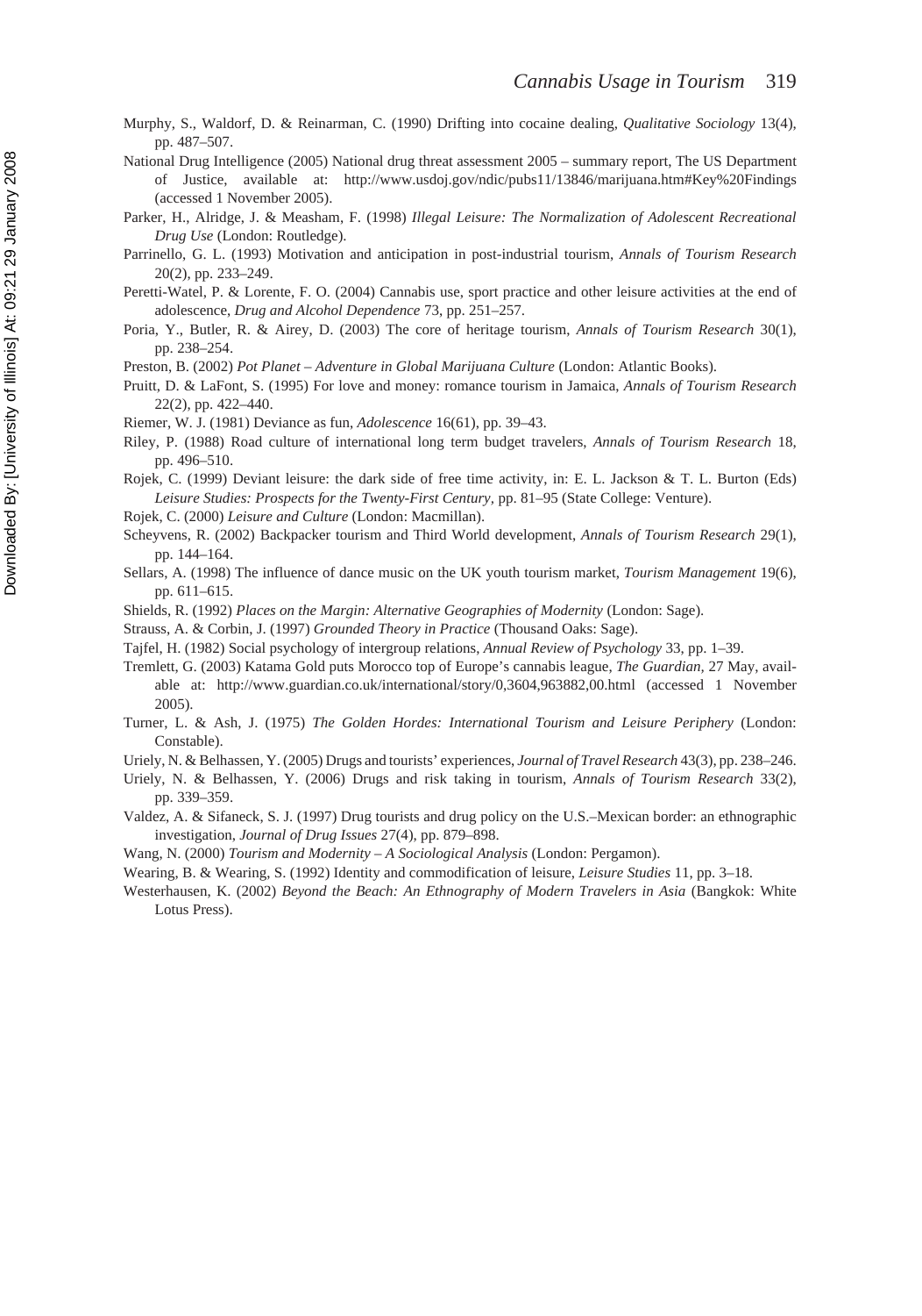Murphy, S., Waldorf, D. & Reinarman, C. (1990) Drifting into cocaine dealing, *Qualitative Sociology* 13(4), pp. 487–507.

National Drug Intelligence (2005) National drug threat assessment 2005 – summary report, The US Department of Justice, available at: http://www.usdoj.gov/ndic/pubs11/13846/marijuana.htm#Key%20Findings (accessed 1 November 2005).

Parker, H., Alridge, J. & Measham, F. (1998) *Illegal Leisure: The Normalization of Adolescent Recreational Drug Use* (London: Routledge).

Parrinello, G. L. (1993) Motivation and anticipation in post-industrial tourism, *Annals of Tourism Research* 20(2), pp. 233–249.

Peretti-Watel, P. & Lorente, F. O. (2004) Cannabis use, sport practice and other leisure activities at the end of adolescence, *Drug and Alcohol Dependence* 73, pp. 251–257.

Poria, Y., Butler, R. & Airey, D. (2003) The core of heritage tourism, *Annals of Tourism Research* 30(1), pp. 238–254.

Preston, B. (2002) *Pot Planet – Adventure in Global Marijuana Culture* (London: Atlantic Books).

Pruitt, D. & LaFont, S. (1995) For love and money: romance tourism in Jamaica, *Annals of Tourism Research* 22(2), pp. 422–440.

Riemer, W. J. (1981) Deviance as fun, *Adolescence* 16(61), pp. 39–43.

Riley, P. (1988) Road culture of international long term budget travelers, *Annals of Tourism Research* 18, pp. 496–510.

Rojek, C. (1999) Deviant leisure: the dark side of free time activity, in: E. L. Jackson & T. L. Burton (Eds) *Leisure Studies: Prospects for the Twenty-First Century*, pp. 81–95 (State College: Venture).

Rojek, C. (2000) *Leisure and Culture* (London: Macmillan).

Scheyvens, R. (2002) Backpacker tourism and Third World development, *Annals of Tourism Research* 29(1), pp. 144–164.

Sellars, A. (1998) The influence of dance music on the UK youth tourism market, *Tourism Management* 19(6), pp. 611–615.

Shields, R. (1992) *Places on the Margin: Alternative Geographies of Modernity* (London: Sage).

Strauss, A. & Corbin, J. (1997) *Grounded Theory in Practice* (Thousand Oaks: Sage).

Tajfel, H. (1982) Social psychology of intergroup relations, *Annual Review of Psychology* 33, pp. 1–39.

Tremlett, G. (2003) Katama Gold puts Morocco top of Europe's cannabis league, *The Guardian,* 27 May, available at: http://www.guardian.co.uk/international/story/0,3604,963882,00.html (accessed 1 November 2005).

Turner, L. & Ash, J. (1975) *The Golden Hordes: International Tourism and Leisure Periphery* (London: Constable).

Uriely, N. & Belhassen, Y. (2005) Drugs and tourists' experiences, *Journal of Travel Research* 43(3), pp. 238–246.

Uriely, N. & Belhassen, Y. (2006) Drugs and risk taking in tourism, *Annals of Tourism Research* 33(2), pp. 339–359.

Valdez, A. & Sifaneck, S. J. (1997) Drug tourists and drug policy on the U.S.–Mexican border: an ethnographic investigation, *Journal of Drug Issues* 27(4), pp. 879–898.

Wang, N. (2000) *Tourism and Modernity – A Sociological Analysis* (London: Pergamon).

Wearing, B. & Wearing, S. (1992) Identity and commodification of leisure, *Leisure Studies* 11, pp. 3–18.

Westerhausen, K. (2002) *Beyond the Beach: An Ethnography of Modern Travelers in Asia* (Bangkok: White Lotus Press).